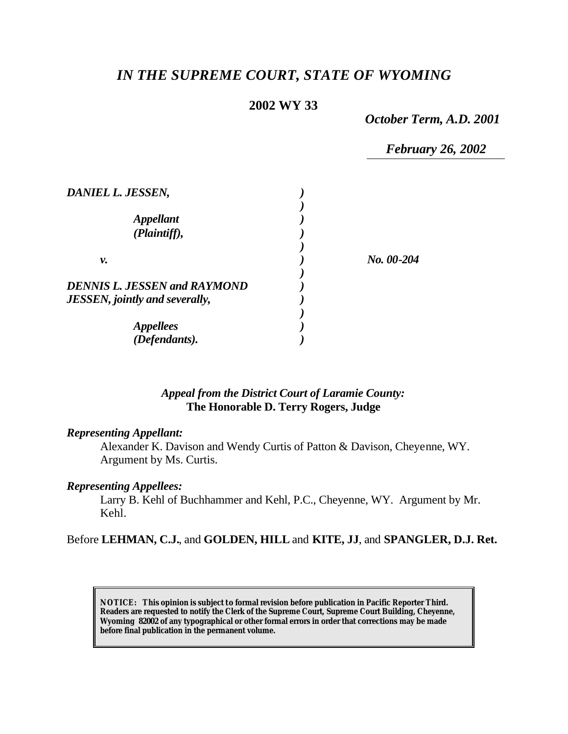# *IN THE SUPREME COURT, STATE OF WYOMING*

**2002 WY 33**

*October Term, A.D. 2001*

*February 26, 2002*

| | | |
|---|---|---|
| ***DANIEL L. JESSEN,*** | ***)*** | |
| | ***)*** | |
| ***Appellant*** | ***)*** | |
| ***(Plaintiff),*** | ***)*** | |
| | ***)*** | |
| ***v.*** | ***)*** | ***No. 00-204*** |
| | ***)*** | |
| ***DENNIS L. JESSEN and RAYMOND*** | ***)*** | |
| ***JESSEN, jointly and severally,*** | ***)*** | |
| | ***)*** | |
| ***Appellees*** | ***)*** | |
| ***(Defendants).*** | ***)*** | |

*Appeal from the District Court of Laramie County:*
**The Honorable D. Terry Rogers, Judge**

***Representing Appellant:***

Alexander K. Davison and Wendy Curtis of Patton & Davison, Cheyenne, WY. Argument by Ms. Curtis.

***Representing Appellees:***

Larry B. Kehl of Buchhammer and Kehl, P.C., Cheyenne, WY. Argument by Mr. Kehl.

Before **LEHMAN, C.J.**, and **GOLDEN, HILL** and **KITE, JJ**, and **SPANGLER, D.J. Ret.**

**NOTICE: This opinion is subject to formal revision before publication in Pacific Reporter Third. Readers are requested to notify the Clerk of the Supreme Court, Supreme Court Building, Cheyenne, Wyoming 82002 of any typographical or other formal errors in order that corrections may be made before final publication in the permanent volume.**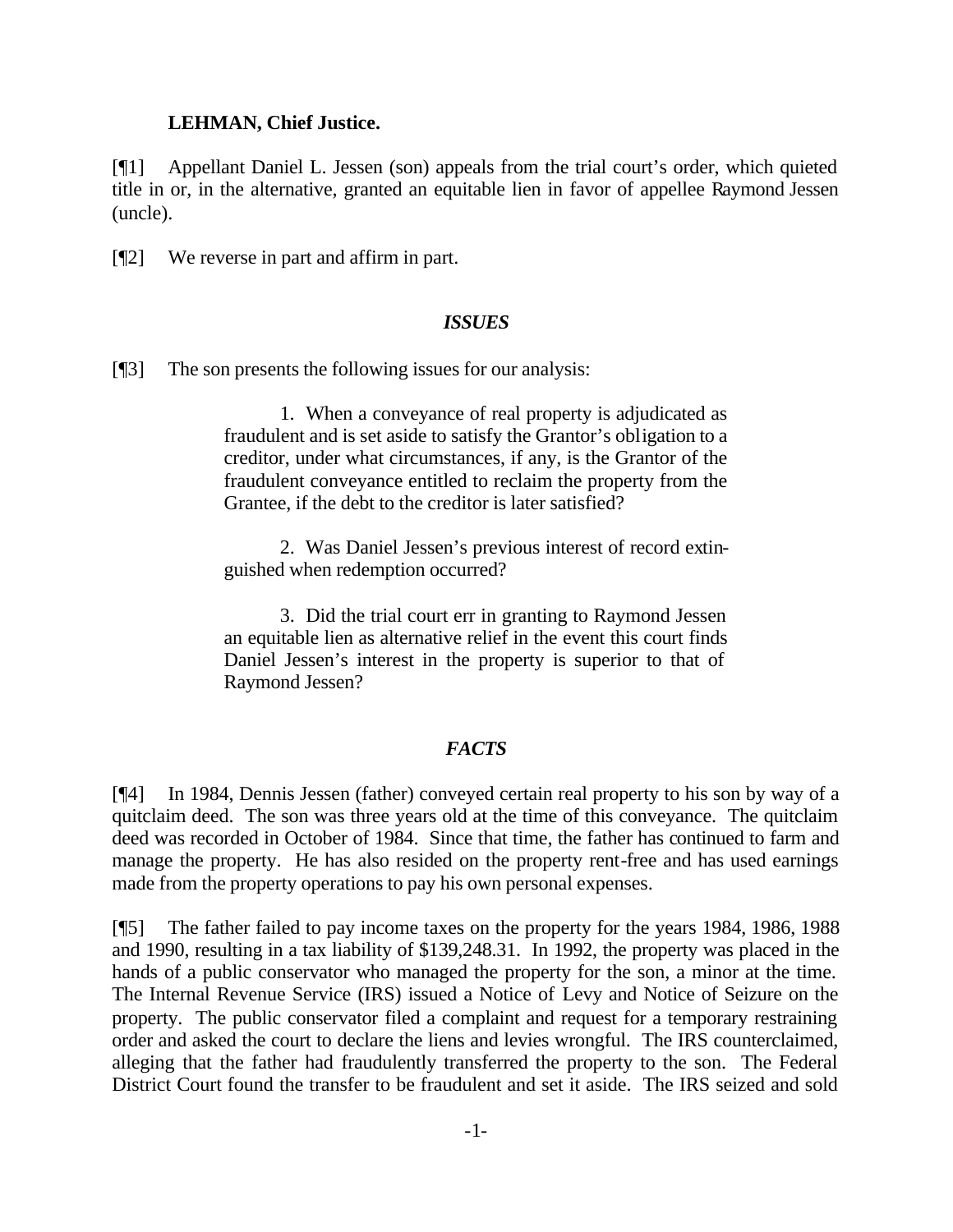**LEHMAN, Chief Justice.**

[¶1] Appellant Daniel L. Jessen (son) appeals from the trial court's order, which quieted title in or, in the alternative, granted an equitable lien in favor of appellee Raymond Jessen (uncle).

[¶2] We reverse in part and affirm in part.

## *ISSUES*

[¶3] The son presents the following issues for our analysis:

> 1. When a conveyance of real property is adjudicated as fraudulent and is set aside to satisfy the Grantor's obligation to a creditor, under what circumstances, if any, is the Grantor of the fraudulent conveyance entitled to reclaim the property from the Grantee, if the debt to the creditor is later satisfied?
>
> 2. Was Daniel Jessen's previous interest of record extinguished when redemption occurred?
>
> 3. Did the trial court err in granting to Raymond Jessen an equitable lien as alternative relief in the event this court finds Daniel Jessen's interest in the property is superior to that of Raymond Jessen?

## *FACTS*

[¶4] In 1984, Dennis Jessen (father) conveyed certain real property to his son by way of a quitclaim deed. The son was three years old at the time of this conveyance. The quitclaim deed was recorded in October of 1984. Since that time, the father has continued to farm and manage the property. He has also resided on the property rent-free and has used earnings made from the property operations to pay his own personal expenses.

[¶5] The father failed to pay income taxes on the property for the years 1984, 1986, 1988 and 1990, resulting in a tax liability of $139,248.31. In 1992, the property was placed in the hands of a public conservator who managed the property for the son, a minor at the time. The Internal Revenue Service (IRS) issued a Notice of Levy and Notice of Seizure on the property. The public conservator filed a complaint and request for a temporary restraining order and asked the court to declare the liens and levies wrongful. The IRS counterclaimed, alleging that the father had fraudulently transferred the property to the son. The Federal District Court found the transfer to be fraudulent and set it aside. The IRS seized and sold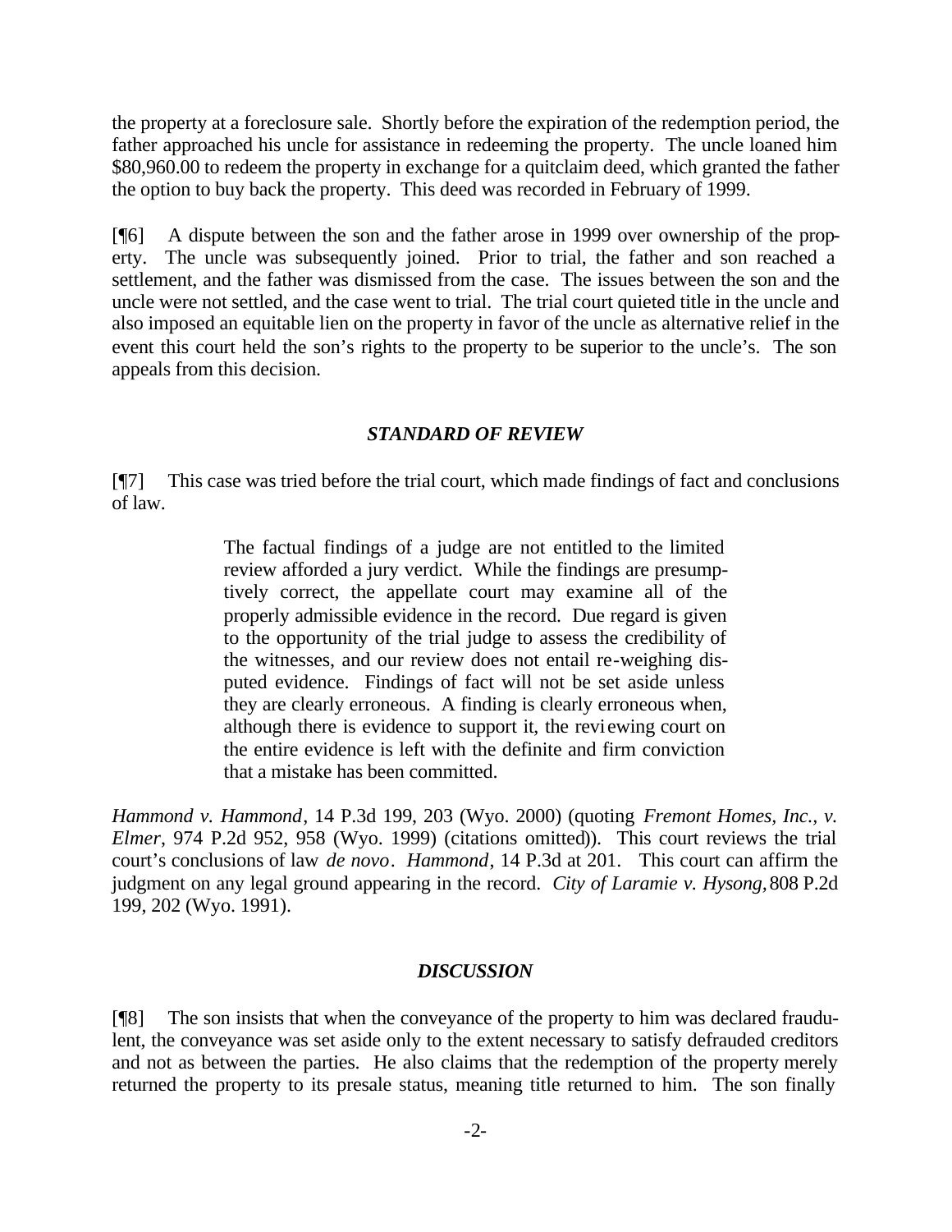the property at a foreclosure sale. Shortly before the expiration of the redemption period, the father approached his uncle for assistance in redeeming the property. The uncle loaned him $80,960.00 to redeem the property in exchange for a quitclaim deed, which granted the father the option to buy back the property. This deed was recorded in February of 1999.

[¶6] A dispute between the son and the father arose in 1999 over ownership of the property. The uncle was subsequently joined. Prior to trial, the father and son reached a settlement, and the father was dismissed from the case. The issues between the son and the uncle were not settled, and the case went to trial. The trial court quieted title in the uncle and also imposed an equitable lien on the property in favor of the uncle as alternative relief in the event this court held the son's rights to the property to be superior to the uncle's. The son appeals from this decision.

### *STANDARD OF REVIEW*

[¶7] This case was tried before the trial court, which made findings of fact and conclusions of law.

> The factual findings of a judge are not entitled to the limited review afforded a jury verdict. While the findings are presumptively correct, the appellate court may examine all of the properly admissible evidence in the record. Due regard is given to the opportunity of the trial judge to assess the credibility of the witnesses, and our review does not entail re-weighing disputed evidence. Findings of fact will not be set aside unless they are clearly erroneous. A finding is clearly erroneous when, although there is evidence to support it, the reviewing court on the entire evidence is left with the definite and firm conviction that a mistake has been committed.

*Hammond v. Hammond*, 14 P.3d 199, 203 (Wyo. 2000) (quoting *Fremont Homes, Inc., v. Elmer*, 974 P.2d 952, 958 (Wyo. 1999) (citations omitted)). This court reviews the trial court's conclusions of law *de novo*. *Hammond*, 14 P.3d at 201. This court can affirm the judgment on any legal ground appearing in the record. *City of Laramie v. Hysong*, 808 P.2d 199, 202 (Wyo. 1991).

### *DISCUSSION*

[¶8] The son insists that when the conveyance of the property to him was declared fraudulent, the conveyance was set aside only to the extent necessary to satisfy defrauded creditors and not as between the parties. He also claims that the redemption of the property merely returned the property to its presale status, meaning title returned to him. The son finally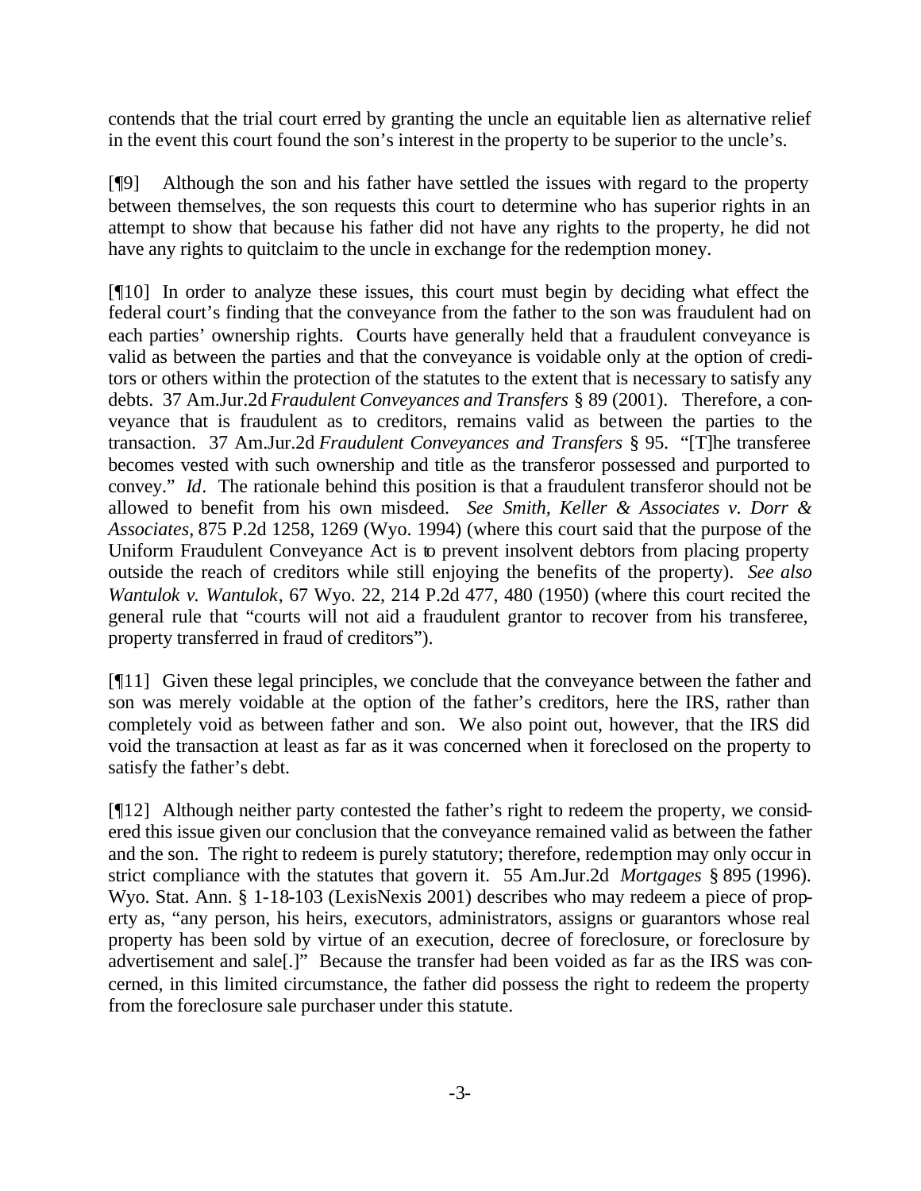contends that the trial court erred by granting the uncle an equitable lien as alternative relief in the event this court found the son's interest in the property to be superior to the uncle's.

[¶9] Although the son and his father have settled the issues with regard to the property between themselves, the son requests this court to determine who has superior rights in an attempt to show that because his father did not have any rights to the property, he did not have any rights to quitclaim to the uncle in exchange for the redemption money.

[¶10] In order to analyze these issues, this court must begin by deciding what effect the federal court's finding that the conveyance from the father to the son was fraudulent had on each parties' ownership rights. Courts have generally held that a fraudulent conveyance is valid as between the parties and that the conveyance is voidable only at the option of creditors or others within the protection of the statutes to the extent that is necessary to satisfy any debts. 37 Am.Jur.2d *Fraudulent Conveyances and Transfers* § 89 (2001). Therefore, a conveyance that is fraudulent as to creditors, remains valid as between the parties to the transaction. 37 Am.Jur.2d *Fraudulent Conveyances and Transfers* § 95. "[T]he transferee becomes vested with such ownership and title as the transferor possessed and purported to convey." *Id*. The rationale behind this position is that a fraudulent transferor should not be allowed to benefit from his own misdeed. *See Smith, Keller & Associates v. Dorr & Associates*, 875 P.2d 1258, 1269 (Wyo. 1994) (where this court said that the purpose of the Uniform Fraudulent Conveyance Act is to prevent insolvent debtors from placing property outside the reach of creditors while still enjoying the benefits of the property). *See also Wantulok v. Wantulok*, 67 Wyo. 22, 214 P.2d 477, 480 (1950) (where this court recited the general rule that "courts will not aid a fraudulent grantor to recover from his transferee, property transferred in fraud of creditors").

[¶11] Given these legal principles, we conclude that the conveyance between the father and son was merely voidable at the option of the father's creditors, here the IRS, rather than completely void as between father and son. We also point out, however, that the IRS did void the transaction at least as far as it was concerned when it foreclosed on the property to satisfy the father's debt.

[¶12] Although neither party contested the father's right to redeem the property, we considered this issue given our conclusion that the conveyance remained valid as between the father and the son. The right to redeem is purely statutory; therefore, redemption may only occur in strict compliance with the statutes that govern it. 55 Am.Jur.2d *Mortgages* § 895 (1996). Wyo. Stat. Ann. § 1-18-103 (LexisNexis 2001) describes who may redeem a piece of property as, "any person, his heirs, executors, administrators, assigns or guarantors whose real property has been sold by virtue of an execution, decree of foreclosure, or foreclosure by advertisement and sale[.]" Because the transfer had been voided as far as the IRS was concerned, in this limited circumstance, the father did possess the right to redeem the property from the foreclosure sale purchaser under this statute.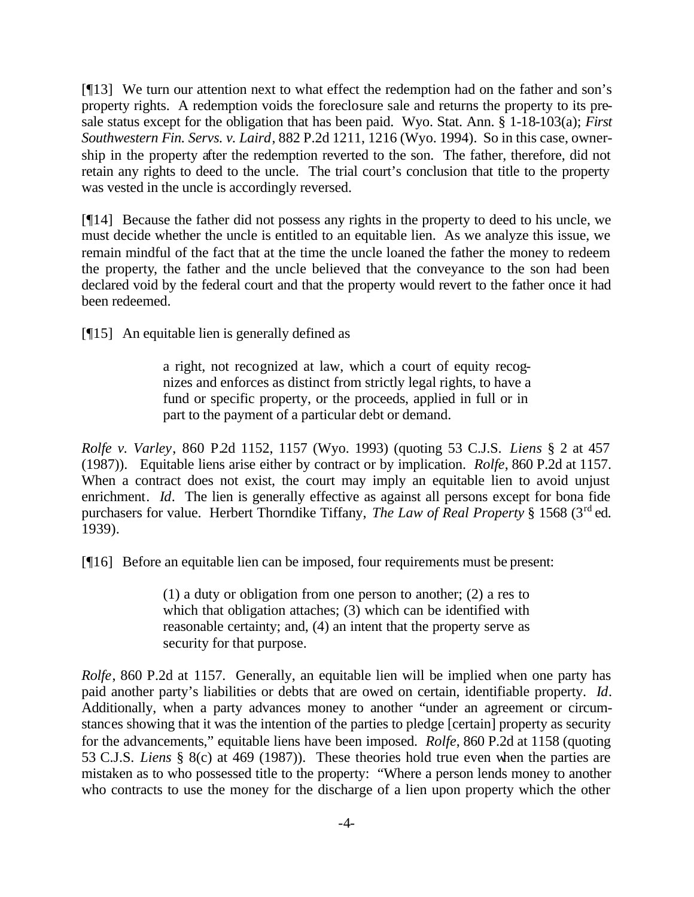[¶13] We turn our attention next to what effect the redemption had on the father and son's property rights. A redemption voids the foreclosure sale and returns the property to its pre-sale status except for the obligation that has been paid. Wyo. Stat. Ann. § 1-18-103(a); *First Southwestern Fin. Servs. v. Laird*, 882 P.2d 1211, 1216 (Wyo. 1994). So in this case, ownership in the property after the redemption reverted to the son. The father, therefore, did not retain any rights to deed to the uncle. The trial court's conclusion that title to the property was vested in the uncle is accordingly reversed.

[¶14] Because the father did not possess any rights in the property to deed to his uncle, we must decide whether the uncle is entitled to an equitable lien. As we analyze this issue, we remain mindful of the fact that at the time the uncle loaned the father the money to redeem the property, the father and the uncle believed that the conveyance to the son had been declared void by the federal court and that the property would revert to the father once it had been redeemed.

[¶15] An equitable lien is generally defined as

> a right, not recognized at law, which a court of equity recognizes and enforces as distinct from strictly legal rights, to have a fund or specific property, or the proceeds, applied in full or in part to the payment of a particular debt or demand.

*Rolfe v. Varley*, 860 P.2d 1152, 1157 (Wyo. 1993) (quoting 53 C.J.S. *Liens* § 2 at 457 (1987)). Equitable liens arise either by contract or by implication. *Rolfe*, 860 P.2d at 1157. When a contract does not exist, the court may imply an equitable lien to avoid unjust enrichment. *Id*. The lien is generally effective as against all persons except for bona fide purchasers for value. Herbert Thorndike Tiffany, *The Law of Real Property* § 1568 (3rd ed. 1939).

[¶16] Before an equitable lien can be imposed, four requirements must be present:

> (1) a duty or obligation from one person to another; (2) a res to which that obligation attaches; (3) which can be identified with reasonable certainty; and, (4) an intent that the property serve as security for that purpose.

*Rolfe*, 860 P.2d at 1157. Generally, an equitable lien will be implied when one party has paid another party's liabilities or debts that are owed on certain, identifiable property. *Id*. Additionally, when a party advances money to another "under an agreement or circumstances showing that it was the intention of the parties to pledge [certain] property as security for the advancements," equitable liens have been imposed. *Rolfe*, 860 P.2d at 1158 (quoting 53 C.J.S. *Liens* § 8(c) at 469 (1987)). These theories hold true even when the parties are mistaken as to who possessed title to the property: "Where a person lends money to another who contracts to use the money for the discharge of a lien upon property which the other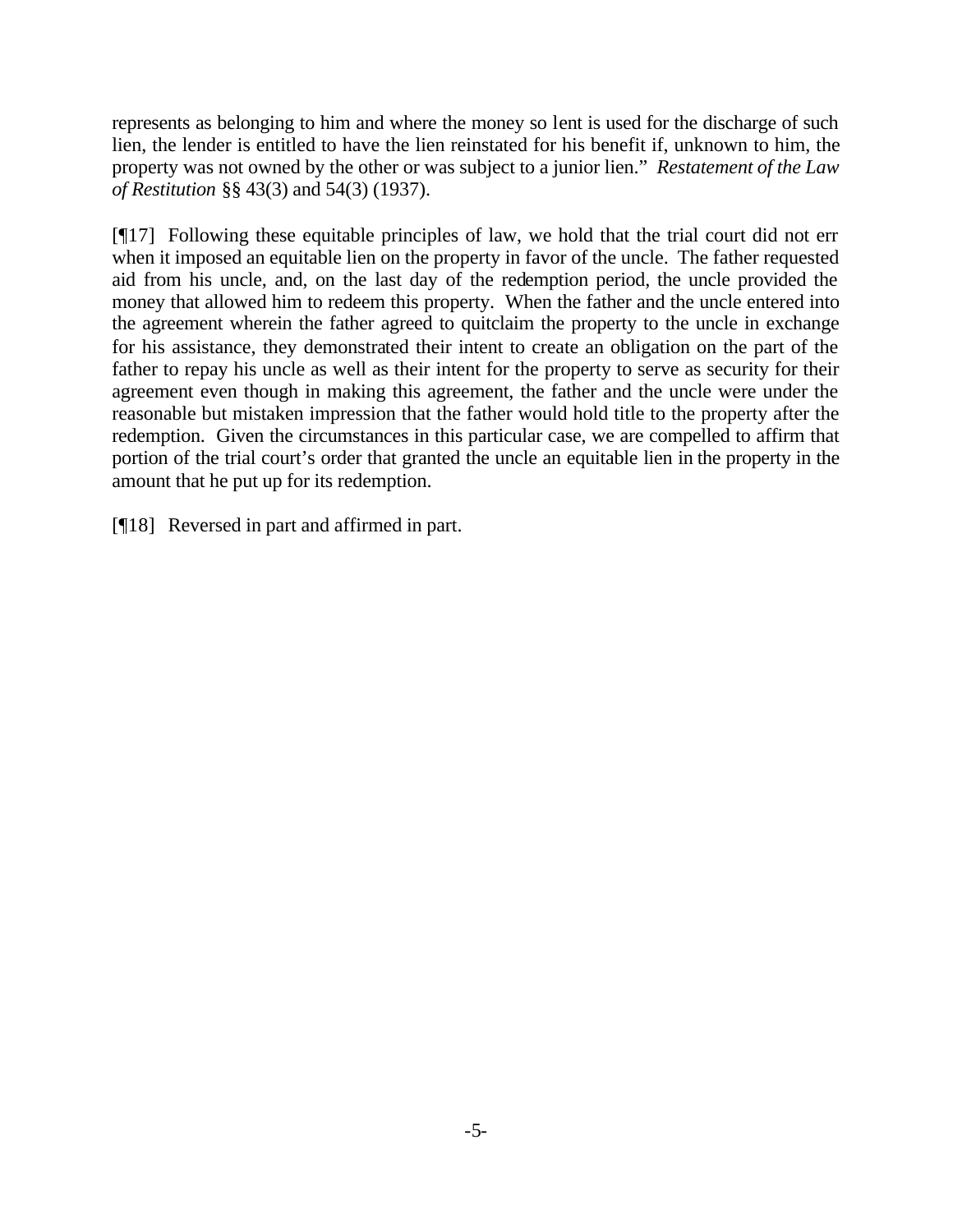represents as belonging to him and where the money so lent is used for the discharge of such lien, the lender is entitled to have the lien reinstated for his benefit if, unknown to him, the property was not owned by the other or was subject to a junior lien." *Restatement of the Law of Restitution* §§ 43(3) and 54(3) (1937).

[¶17] Following these equitable principles of law, we hold that the trial court did not err when it imposed an equitable lien on the property in favor of the uncle. The father requested aid from his uncle, and, on the last day of the redemption period, the uncle provided the money that allowed him to redeem this property. When the father and the uncle entered into the agreement wherein the father agreed to quitclaim the property to the uncle in exchange for his assistance, they demonstrated their intent to create an obligation on the part of the father to repay his uncle as well as their intent for the property to serve as security for their agreement even though in making this agreement, the father and the uncle were under the reasonable but mistaken impression that the father would hold title to the property after the redemption. Given the circumstances in this particular case, we are compelled to affirm that portion of the trial court's order that granted the uncle an equitable lien in the property in the amount that he put up for its redemption.

[¶18] Reversed in part and affirmed in part.